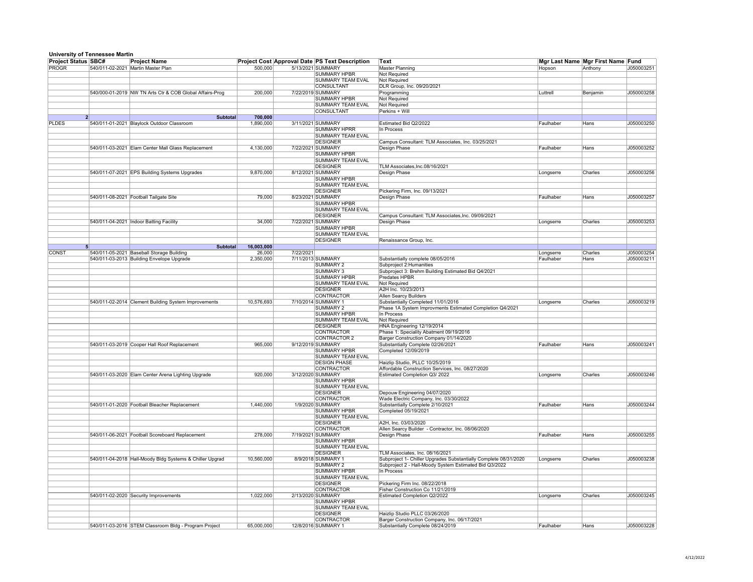**University of Tennessee Martin**

| Project Status | SBC# | Project Name | Project Cost | Approval Date | PS Text Description | Text | Mgr Last Name | Mgr First Name | Fund |
|---|---|---|---|---|---|---|---|---|---|
| PROGR | 540/011-02-2021 | Martin Master Plan | 500,000 | 5/13/2021 | SUMMARY | Master Planning | Hopson | Anthony | J050003251 |
| | | | | | SUMMARY HPBR | Not Required | | | |
| | | | | | SUMMARY TEAM EVAL | Not Required | | | |
| | | | | | CONSULTANT | DLR Group, Inc. 09/20/2021 | | | |
| | 540/000-01-2019 | NW TN Arts Ctr & COB Global Affairs-Prog | 200,000 | 7/22/2019 | SUMMARY | Programming | Luttrell | Benjamin | J050003258 |
| | | | | | SUMMARY HPBR | Not Required | | | |
| | | | | | SUMMARY TEAM EVAL | Not Required | | | |
| | | | | | CONSULTANT | Perkins + Will | | | |
| 2 | | **Subtotal** | **700,000** | | | | | | |
| PLDES | 540/011-01-2021 | Blaylock Outdoor Classroom | 1,890,000 | 3/11/2021 | SUMMARY | Estimated Bid Q2/2022 | Faulhaber | Hans | J050003250 |
| | | | | | SUMMARY HPRR | In Process | | | |
| | | | | | SUMMARY TEAM EVAL | | | | |
| | | | | | DESIGNER | Campus Consultant: TLM Associates, Inc. 03/25/2021 | | | |
| | 540/011-03-2021 | Elam Center Mall Glass Replacement | 4,130,000 | 7/22/2021 | SUMMARY | Design Phase | Faulhaber | Hans | J050003252 |
| | | | | | SUMMARY HPBR | | | | |
| | | | | | SUMMARY TEAM EVAL | | | | |
| | | | | | DESIGNER | TLM Associates,Inc.08/16/2021 | | | |
| | 540/011-07-2021 | EPS Building Systems Upgrades | 9,870,000 | 8/12/2021 | SUMMARY | Design Phase | Longserre | Charles | J050003256 |
| | | | | | SUMMARY HPBR | | | | |
| | | | | | SUMMARY TEAM EVAL | | | | |
| | | | | | DESIGNER | Pickering Firm, Inc. 09/13/2021 | | | |
| | 540/011-08-2021 | Football Tailgate Site | 79,000 | 8/23/2021 | SUMMARY | Design Phase | Faulhaber | Hans | J050003257 |
| | | | | | SUMMARY HPBR | | | | |
| | | | | | SUMMARY TEAM EVAL | | | | |
| | | | | | DESIGNER | Campus Consultant: TLM Associates,Inc. 09/09/2021 | | | |
| | 540/011-04-2021 | Indoor Batting Facility | 34,000 | 7/22/2021 | SUMMARY | Design Phase | Longserre | Charles | J050003253 |
| | | | | | SUMMARY HPBR | | | | |
| | | | | | SUMMARY TEAM EVAL | | | | |
| | | | | | DESIGNER | Renaissance Group, Inc. | | | |
| 5 | | **Subtotal** | **16,003,000** | | | | | | |
| CONST | 540/011-05-2021 | Baseball Storage Building | 26,000 | 7/22/2021 | | | Longserre | Charles | J050003254 |
| | 540/011-03-2013 | Building Envelope Upgrade | 2,350,000 | 7/11/2013 | SUMMARY | Substantially complete 08/05/2016 | Faulhaber | Hans | J050003211 |
| | | | | | SUMMARY 2 | Subproject 2:Humanities | | | |
| | | | | | SUMMARY 3 | Subproject 3: Brehm Building Estimated Bid Q4/2021 | | | |
| | | | | | SUMMARY HPBR | Predates HPBR | | | |
| | | | | | SUMMARY TEAM EVAL | Not Required | | | |
| | | | | | DESIGNER | A2H Inc. 10/23/2013 | | | |
| | | | | | CONTRACTOR | Allen Searcy Builders | | | |
| | 540/011-02-2014 | Clement Building System Improvements | 10,576,693 | 7/10/2014 | SUMMARY 1 | Substantially Completed 11/01/2016 | Longserre | Charles | J050003219 |
| | | | | | SUMMARY 2 | Phase 1A System Improvments Estimated Completion Q4/2021 | | | |
| | | | | | SUMMARY HPBR | In Process | | | |
| | | | | | SUMMARY TEAM EVAL | Not Required | | | |
| | | | | | DESIGNER | HNA Engineering 12/19/2014 | | | |
| | | | | | CONTRACTOR | Phase 1: Speciality Abatment 09/19/2016 | | | |
| | | | | | CONTRACTOR 2 | Barger Construction Company 01/14/2020 | | | |
| | 540/011-03-2019 | Cooper Hall Roof Replacement | 965,000 | 9/12/2019 | SUMMARY | Substantially Complete 02/26/2021 | Faulhaber | Hans | J050003241 |
| | | | | | SUMMARY HPBR | Completed 12/09/2019 | | | |
| | | | | | SUMMARY TEAM EVAL | | | | |
| | | | | | DESIGN PHASE | Haizlip Studio, PLLC 10/25/2019 | | | |
| | | | | | CONTRACTOR | Affordable Construction Services, Inc. 08/27/2020 | | | |
| | 540/011-03-2020 | Elam Center Arena Lighting Upgrade | 920,000 | 3/12/2020 | SUMMARY | Estimated Completion Q3/ 2022 | Longserre | Charles | J050003246 |
| | | | | | SUMMARY HPBR | | | | |
| | | | | | SUMMARY TEAM EVAL | | | | |
| | | | | | DESIGNER | Depouw Engineering 04/07/2020 | | | |
| | | | | | CONTRACTOR | Wade Electric Company, Inc. 03/30/2022 | | | |
| | 540/011-01-2020 | Football Bleacher Replacement | 1,440,000 | 1/9/2020 | SUMMARY | Substantially Complete 2/10/2021 | Faulhaber | Hans | J050003244 |
| | | | | | SUMMARY HPBR | Completed 05/19/2021 | | | |
| | | | | | SUMMARY TEAM EVAL | | | | |
| | | | | | DESIGNER | A2H, Inc. 03/03/2020 | | | |
| | | | | | CONTRACTOR | Allen Searcy Builder - Contractor, Inc. 08/06/2020 | | | |
| | 540/011-06-2021 | Football Scoreboard Replacement | 278,000 | 7/19/2021 | SUMMARY | Design Phase | Faulhaber | Hans | J050003255 |
| | | | | | SUMMARY HPBR | | | | |
| | | | | | SUMMARY TEAM EVAL | | | | |
| | | | | | DESIGNER | TLM Associates, Inc. 08/16/2021 | | | |
| | 540/011-04-2018 | Hall-Moody Bldg Systems & Chiller Upgrad | 10,560,000 | 8/9/2018 | SUMMARY 1 | Subproject 1- Chiller Upgrades Substantially Complete 08/31/2020 | Longserre | Charles | J050003238 |
| | | | | | SUMMARY 2 | Subproject 2 - Hall-Moody System Estimated Bid Q3/2022 | | | |
| | | | | | SUMMARY HPBR | In Process | | | |
| | | | | | SUMMARY TEAM EVAL | | | | |
| | | | | | DESIGNER | Pickering Firm Inc. 08/22/2018 | | | |
| | | | | | CONTRACTOR | Fisher Construction Co 11/21/2019 | | | |
| | 540/011-02-2020 | Security Improvements | 1,022,000 | 2/13/2020 | SUMMARY | Estimated Completion Q2/2022 | Longserre | Charles | J050003245 |
| | | | | | SUMMARY HPBR | | | | |
| | | | | | SUMMARY TEAM EVAL | | | | |
| | | | | | DESIGNER | Haizlip Studio PLLC 03/26/2020 | | | |
| | | | | | CONTRACTOR | Barger Construction Company, Inc. 06/17/2021 | | | |
| | 540/011-03-2016 | STEM Classroom Bldg - Program Project | 65,000,000 | 12/8/2016 | SUMMARY 1 | Substantially Complete 08/24/2019 | Faulhaber | Hans | J050003228 |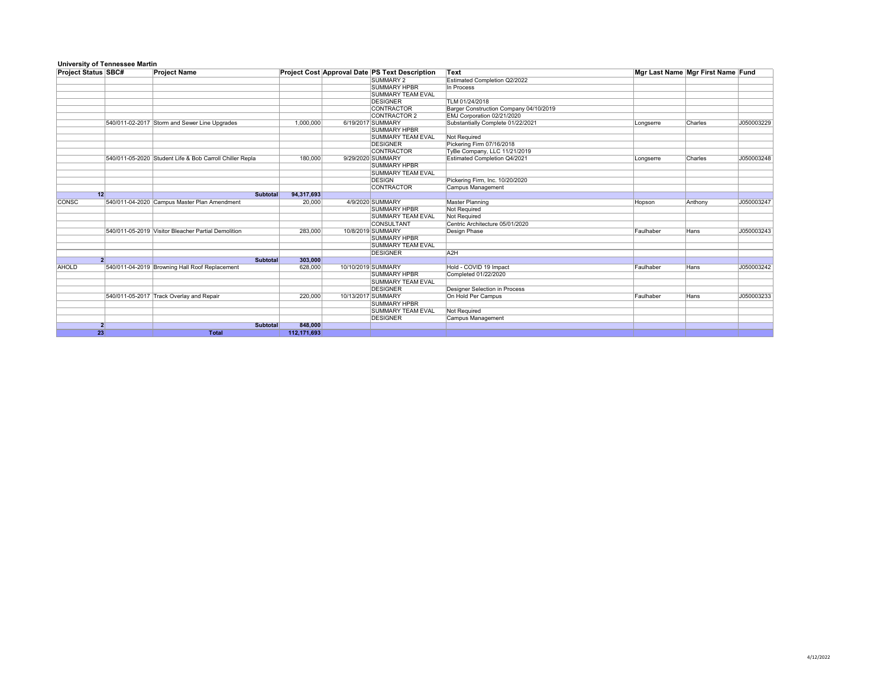**University of Tennessee Martin**

| Project Status | SBC# | Project Name | Project Cost | Approval Date | PS Text Description | Text | Mgr Last Name | Mgr First Name | Fund |
|---|---|---|---|---|---|---|---|---|---|
| | | | | | SUMMARY 2 | Estimated Completion Q2/2022 | | | |
| | | | | | SUMMARY HPBR | In Process | | | |
| | | | | | SUMMARY TEAM EVAL | | | | |
| | | | | | DESIGNER | TLM 01/24/2018 | | | |
| | | | | | CONTRACTOR | Barger Construction Company 04/10/2019 | | | |
| | | | | | CONTRACTOR 2 | EMJ Corporation 02/21/2020 | | | |
| | 540/011-02-2017 | Storm and Sewer Line Upgrades | 1,000,000 | 6/19/2017 | SUMMARY | Substantially Complete 01/22/2021 | Longserre | Charles | J050003229 |
| | | | | | SUMMARY HPBR | | | | |
| | | | | | SUMMARY TEAM EVAL | Not Required | | | |
| | | | | | DESIGNER | Pickering Firm 07/16/2018 | | | |
| | | | | | CONTRACTOR | TyBe Company, LLC 11/21/2019 | | | |
| | 540/011-05-2020 | Student Life & Bob Carroll Chiller Repla | 180,000 | 9/29/2020 | SUMMARY | Estimated Completion Q4/2021 | Longserre | Charles | J050003248 |
| | | | | | SUMMARY HPBR | | | | |
| | | | | | SUMMARY TEAM EVAL | | | | |
| | | | | | DESIGN | Pickering Firm, Inc. 10/20/2020 | | | |
| | | | | | CONTRACTOR | Campus Management | | | |
| 12 | | **Subtotal** | **94,317,693** | | | | | | |
| CONSC | 540/011-04-2020 | Campus Master Plan Amendment | 20,000 | 4/9/2020 | SUMMARY | Master Planning | Hopson | Anthony | J050003247 |
| | | | | | SUMMARY HPBR | Not Required | | | |
| | | | | | SUMMARY TEAM EVAL | Not Required | | | |
| | | | | | CONSULTANT | Centric Architecture 05/01/2020 | | | |
| | 540/011-05-2019 | Visitor Bleacher Partial Demolition | 283,000 | 10/8/2019 | SUMMARY | Design Phase | Faulhaber | Hans | J050003243 |
| | | | | | SUMMARY HPBR | | | | |
| | | | | | SUMMARY TEAM EVAL | | | | |
| | | | | | DESIGNER | A2H | | | |
| 2 | | **Subtotal** | **303,000** | | | | | | |
| AHOLD | 540/011-04-2019 | Browning Hall Roof Replacement | 628,000 | 10/10/2019 | SUMMARY | Hold - COVID 19 Impact | Faulhaber | Hans | J050003242 |
| | | | | | SUMMARY HPBR | Completed 01/22/2020 | | | |
| | | | | | SUMMARY TEAM EVAL | | | | |
| | | | | | DESIGNER | Designer Selection in Process | | | |
| | 540/011-05-2017 | Track Overlay and Repair | 220,000 | 10/13/2017 | SUMMARY | On Hold Per Campus | Faulhaber | Hans | J050003233 |
| | | | | | SUMMARY HPBR | | | | |
| | | | | | SUMMARY TEAM EVAL | Not Required | | | |
| | | | | | DESIGNER | Campus Management | | | |
| 2 | | **Subtotal** | **848,000** | | | | | | |
| 23 | | **Total** | **112,171,693** | | | | | | |